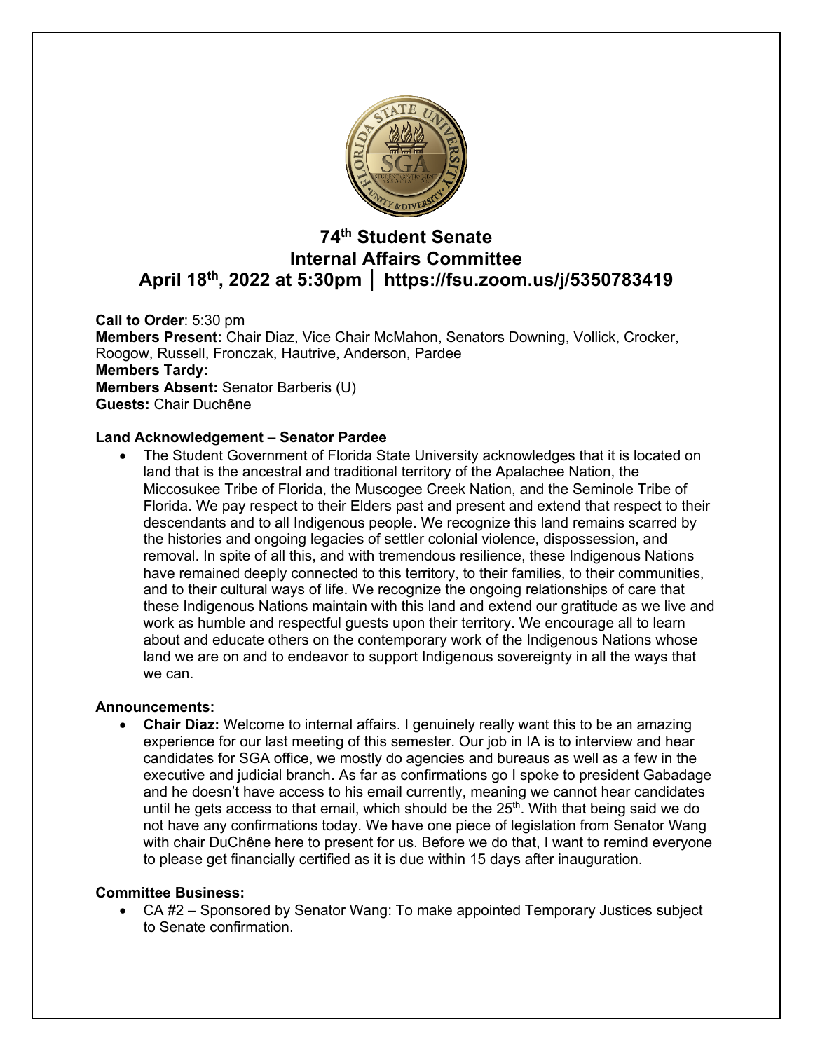# 74th Student Senate
# Internal Affairs Committee
# April 18th, 2022 at 5:30pm │ https://fsu.zoom.us/j/5350783419

**Call to Order**: 5:30 pm
**Members Present:** Chair Diaz, Vice Chair McMahon, Senators Downing, Vollick, Crocker, Roogow, Russell, Fronczak, Hautrive, Anderson, Pardee
**Members Tardy:**
**Members Absent:** Senator Barberis (U)
**Guests:** Chair Duchêne

**Land Acknowledgement – Senator Pardee**

- The Student Government of Florida State University acknowledges that it is located on land that is the ancestral and traditional territory of the Apalachee Nation, the Miccosukee Tribe of Florida, the Muscogee Creek Nation, and the Seminole Tribe of Florida. We pay respect to their Elders past and present and extend that respect to their descendants and to all Indigenous people. We recognize this land remains scarred by the histories and ongoing legacies of settler colonial violence, dispossession, and removal. In spite of all this, and with tremendous resilience, these Indigenous Nations have remained deeply connected to this territory, to their families, to their communities, and to their cultural ways of life. We recognize the ongoing relationships of care that these Indigenous Nations maintain with this land and extend our gratitude as we live and work as humble and respectful guests upon their territory. We encourage all to learn about and educate others on the contemporary work of the Indigenous Nations whose land we are on and to endeavor to support Indigenous sovereignty in all the ways that we can.

**Announcements:**

- **Chair Diaz:** Welcome to internal affairs. I genuinely really want this to be an amazing experience for our last meeting of this semester. Our job in IA is to interview and hear candidates for SGA office, we mostly do agencies and bureaus as well as a few in the executive and judicial branch. As far as confirmations go I spoke to president Gabadage and he doesn't have access to his email currently, meaning we cannot hear candidates until he gets access to that email, which should be the 25th. With that being said we do not have any confirmations today. We have one piece of legislation from Senator Wang with chair DuChêne here to present for us. Before we do that, I want to remind everyone to please get financially certified as it is due within 15 days after inauguration.

**Committee Business:**

- CA #2 – Sponsored by Senator Wang: To make appointed Temporary Justices subject to Senate confirmation.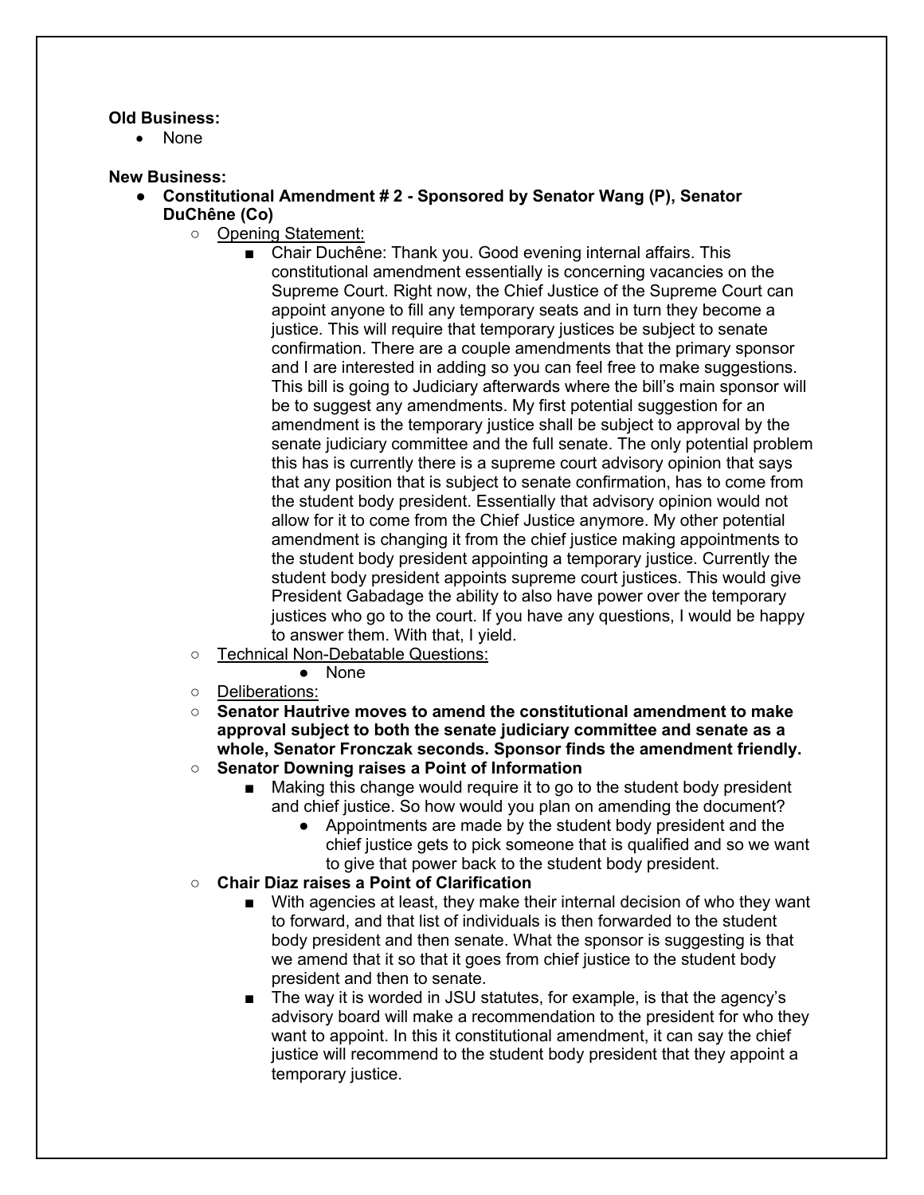**Old Business:**

- None

**New Business:**

- **Constitutional Amendment # 2 - Sponsored by Senator Wang (P), Senator DuChêne (Co)**
    - Opening Statement:
        - Chair Duchêne: Thank you. Good evening internal affairs. This constitutional amendment essentially is concerning vacancies on the Supreme Court. Right now, the Chief Justice of the Supreme Court can appoint anyone to fill any temporary seats and in turn they become a justice. This will require that temporary justices be subject to senate confirmation. There are a couple amendments that the primary sponsor and I are interested in adding so you can feel free to make suggestions. This bill is going to Judiciary afterwards where the bill's main sponsor will be to suggest any amendments. My first potential suggestion for an amendment is the temporary justice shall be subject to approval by the senate judiciary committee and the full senate. The only potential problem this has is currently there is a supreme court advisory opinion that says that any position that is subject to senate confirmation, has to come from the student body president. Essentially that advisory opinion would not allow for it to come from the Chief Justice anymore. My other potential amendment is changing it from the chief justice making appointments to the student body president appointing a temporary justice. Currently the student body president appoints supreme court justices. This would give President Gabadage the ability to also have power over the temporary justices who go to the court. If you have any questions, I would be happy to answer them. With that, I yield.
    - Technical Non-Debatable Questions:
        - None
    - Deliberations:
    - **Senator Hautrive moves to amend the constitutional amendment to make approval subject to both the senate judiciary committee and senate as a whole, Senator Fronczak seconds. Sponsor finds the amendment friendly.**
    - **Senator Downing raises a Point of Information**
        - Making this change would require it to go to the student body president and chief justice. So how would you plan on amending the document?
            - Appointments are made by the student body president and the chief justice gets to pick someone that is qualified and so we want to give that power back to the student body president.
    - **Chair Diaz raises a Point of Clarification**
        - With agencies at least, they make their internal decision of who they want to forward, and that list of individuals is then forwarded to the student body president and then senate. What the sponsor is suggesting is that we amend that it so that it goes from chief justice to the student body president and then to senate.
        - The way it is worded in JSU statutes, for example, is that the agency's advisory board will make a recommendation to the president for who they want to appoint. In this it constitutional amendment, it can say the chief justice will recommend to the student body president that they appoint a temporary justice.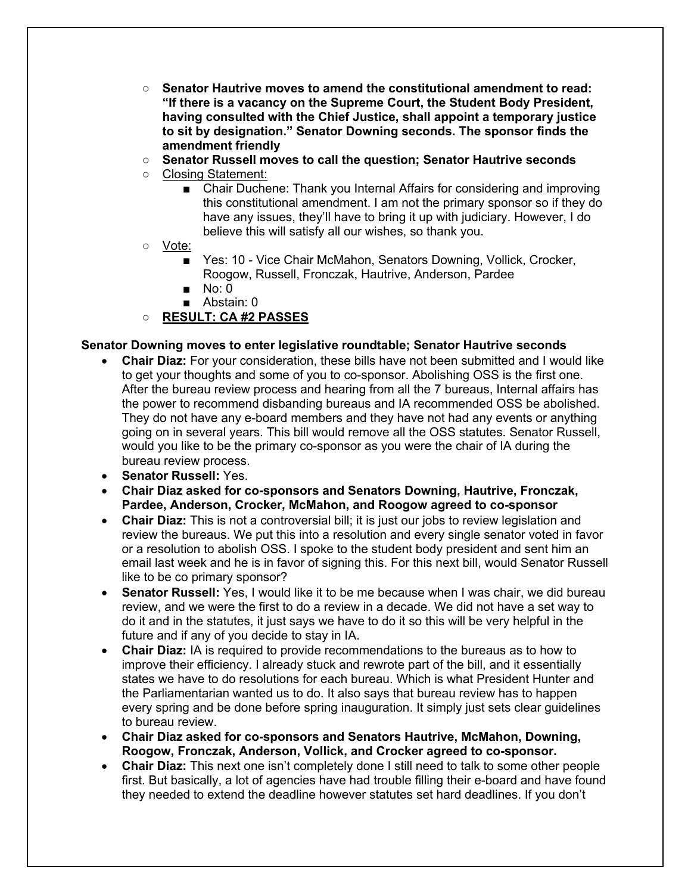- **Senator Hautrive moves to amend the constitutional amendment to read: "If there is a vacancy on the Supreme Court, the Student Body President, having consulted with the Chief Justice, shall appoint a temporary justice to sit by designation." Senator Downing seconds. The sponsor finds the amendment friendly**
- **Senator Russell moves to call the question; Senator Hautrive seconds**
- Closing Statement:
  - Chair Duchene: Thank you Internal Affairs for considering and improving this constitutional amendment. I am not the primary sponsor so if they do have any issues, they'll have to bring it up with judiciary. However, I do believe this will satisfy all our wishes, so thank you.
- Vote:
  - Yes: 10 - Vice Chair McMahon, Senators Downing, Vollick, Crocker, Roogow, Russell, Fronczak, Hautrive, Anderson, Pardee
  - No: 0
  - Abstain: 0
- **RESULT: CA #2 PASSES**

**Senator Downing moves to enter legislative roundtable; Senator Hautrive seconds**

- **Chair Diaz:** For your consideration, these bills have not been submitted and I would like to get your thoughts and some of you to co-sponsor. Abolishing OSS is the first one. After the bureau review process and hearing from all the 7 bureaus, Internal affairs has the power to recommend disbanding bureaus and IA recommended OSS be abolished. They do not have any e-board members and they have not had any events or anything going on in several years. This bill would remove all the OSS statutes. Senator Russell, would you like to be the primary co-sponsor as you were the chair of IA during the bureau review process.
- **Senator Russell:** Yes.
- **Chair Diaz asked for co-sponsors and Senators Downing, Hautrive, Fronczak, Pardee, Anderson, Crocker, McMahon, and Roogow agreed to co-sponsor**
- **Chair Diaz:** This is not a controversial bill; it is just our jobs to review legislation and review the bureaus. We put this into a resolution and every single senator voted in favor or a resolution to abolish OSS. I spoke to the student body president and sent him an email last week and he is in favor of signing this. For this next bill, would Senator Russell like to be co primary sponsor?
- **Senator Russell:** Yes, I would like it to be me because when I was chair, we did bureau review, and we were the first to do a review in a decade. We did not have a set way to do it and in the statutes, it just says we have to do it so this will be very helpful in the future and if any of you decide to stay in IA.
- **Chair Diaz:** IA is required to provide recommendations to the bureaus as to how to improve their efficiency. I already stuck and rewrote part of the bill, and it essentially states we have to do resolutions for each bureau. Which is what President Hunter and the Parliamentarian wanted us to do. It also says that bureau review has to happen every spring and be done before spring inauguration. It simply just sets clear guidelines to bureau review.
- **Chair Diaz asked for co-sponsors and Senators Hautrive, McMahon, Downing, Roogow, Fronczak, Anderson, Vollick, and Crocker agreed to co-sponsor.**
- **Chair Diaz:** This next one isn't completely done I still need to talk to some other people first. But basically, a lot of agencies have had trouble filling their e-board and have found they needed to extend the deadline however statutes set hard deadlines. If you don't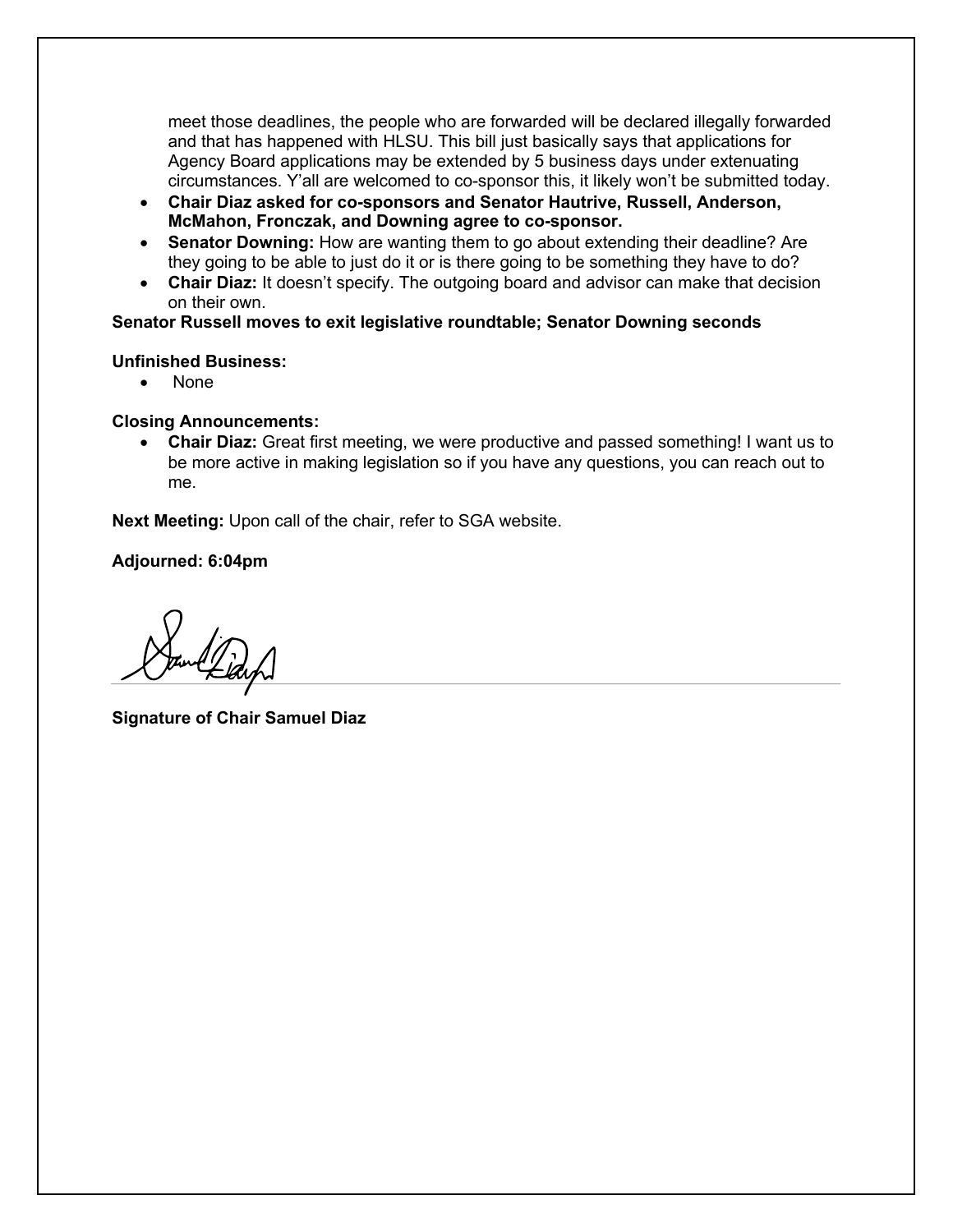meet those deadlines, the people who are forwarded will be declared illegally forwarded and that has happened with HLSU. This bill just basically says that applications for Agency Board applications may be extended by 5 business days under extenuating circumstances. Y'all are welcomed to co-sponsor this, it likely won't be submitted today.

- **Chair Diaz asked for co-sponsors and Senator Hautrive, Russell, Anderson, McMahon, Fronczak, and Downing agree to co-sponsor.**
- **Senator Downing:** How are wanting them to go about extending their deadline? Are they going to be able to just do it or is there going to be something they have to do?
- **Chair Diaz:** It doesn't specify. The outgoing board and advisor can make that decision on their own.

**Senator Russell moves to exit legislative roundtable; Senator Downing seconds**

**Unfinished Business:**

- None

**Closing Announcements:**

- **Chair Diaz:** Great first meeting, we were productive and passed something! I want us to be more active in making legislation so if you have any questions, you can reach out to me.

**Next Meeting:** Upon call of the chair, refer to SGA website.

**Adjourned: 6:04pm**

**Signature of Chair Samuel Diaz**